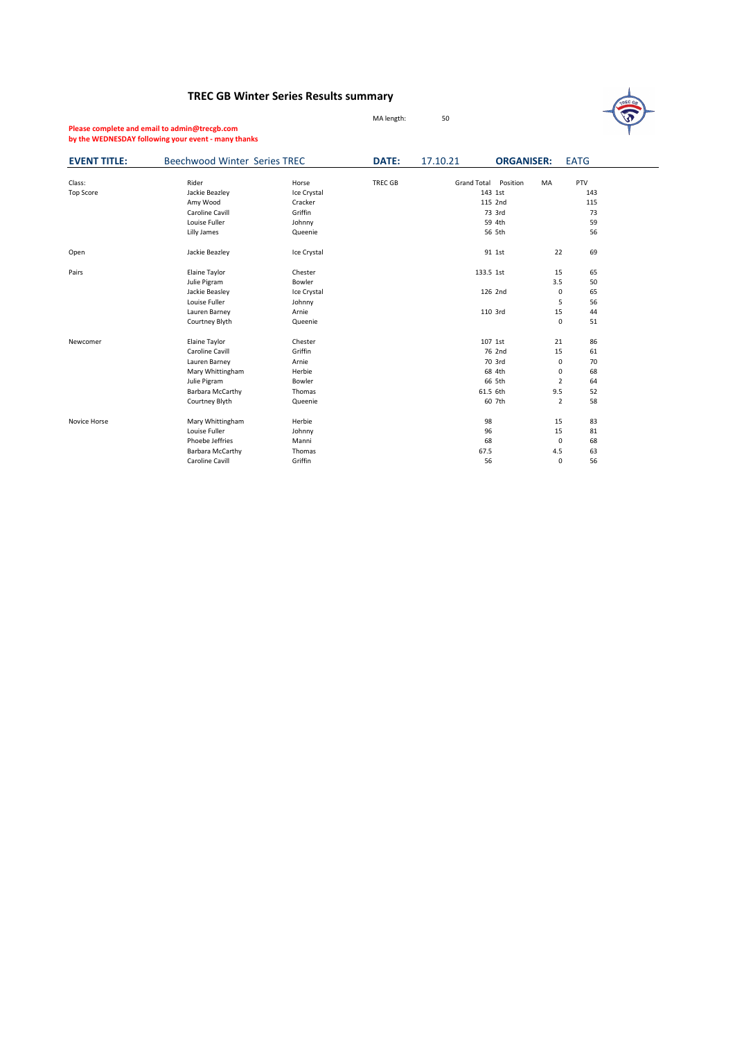# TREC GB Winter Series Results summary

MA length: 50

**Please complete and email to admin@trecgb.com**
**by the WEDNESDAY following your event - many thanks**

| **EVENT TITLE:** | Beechwood Winter Series TREC | **DATE:** | 17.10.21 | **ORGANISER:** | EATG |
|---|---|---|---|---|---|

| Class: | Rider | Horse | TREC GB | Grand Total | Position | MA | PTV |
|---|---|---|---|---|---|---|---|
| Top Score | Jackie Beazley | Ice Crystal | | 143 | 1st | | 143 |
| | Amy Wood | Cracker | | 115 | 2nd | | 115 |
| | Caroline Cavill | Griffin | | 73 | 3rd | | 73 |
| | Louise Fuller | Johnny | | 59 | 4th | | 59 |
| | Lilly James | Queenie | | 56 | 5th | | 56 |
| Open | Jackie Beazley | Ice Crystal | | 91 | 1st | 22 | 69 |
| Pairs | Elaine Taylor | Chester | | 133.5 | 1st | 15 | 65 |
| | Julie Pigram | Bowler | | | | 3.5 | 50 |
| | Jackie Beasley | Ice Crystal | | 126 | 2nd | 0 | 65 |
| | Louise Fuller | Johnny | | | | 5 | 56 |
| | Lauren Barney | Arnie | | 110 | 3rd | 15 | 44 |
| | Courtney Blyth | Queenie | | | | 0 | 51 |
| Newcomer | Elaine Taylor | Chester | | 107 | 1st | 21 | 86 |
| | Caroline Cavill | Griffin | | 76 | 2nd | 15 | 61 |
| | Lauren Barney | Arnie | | 70 | 3rd | 0 | 70 |
| | Mary Whittingham | Herbie | | 68 | 4th | 0 | 68 |
| | Julie Pigram | Bowler | | 66 | 5th | 2 | 64 |
| | Barbara McCarthy | Thomas | | 61.5 | 6th | 9.5 | 52 |
| | Courtney Blyth | Queenie | | 60 | 7th | 2 | 58 |
| Novice Horse | Mary Whittingham | Herbie | | 98 | | 15 | 83 |
| | Louise Fuller | Johnny | | 96 | | 15 | 81 |
| | Phoebe Jeffries | Manni | | 68 | | 0 | 68 |
| | Barbara McCarthy | Thomas | | 67.5 | | 4.5 | 63 |
| | Caroline Cavill | Griffin | | 56 | | 0 | 56 |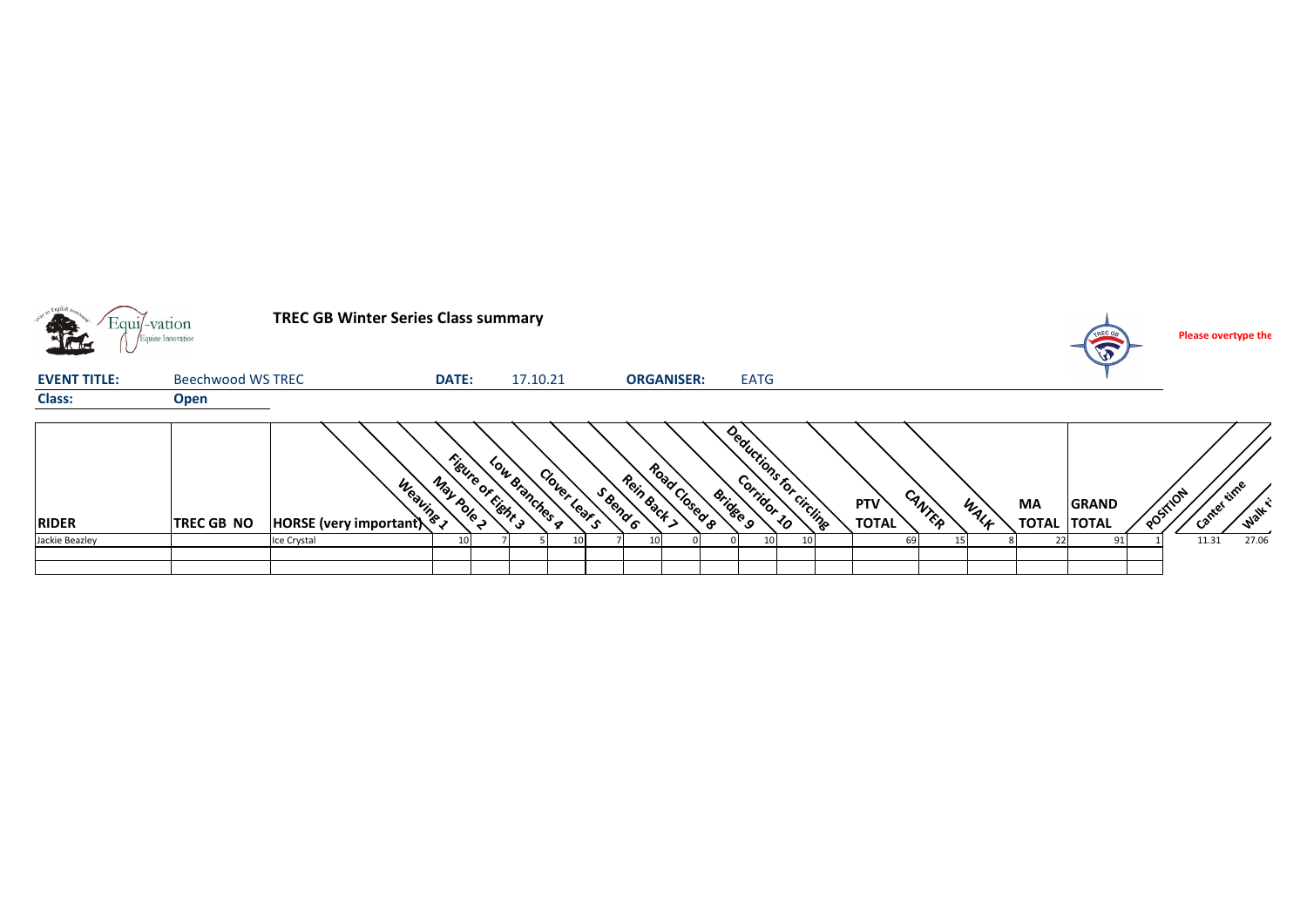**TREC GB Winter Series Class summary**

**Please overtype the**

| **EVENT TITLE:** | Beechwood WS TREC | **DATE:** | 17.10.21 | **ORGANISER:** | EATG |
|---|---|---|---|---|---|
| **Class:** | **Open** | | | | |

| RIDER | TREC GB NO | HORSE (very important) | Weaving 1 | May Pole 2 | Figure of Eight 3 | Low Branches 4 | Clover Leaf 5 | S Bend 6 | Rein Back 7 | Road Closed 8 | Bridge 9 | Corridor 10 | Deductions for circling | PTV TOTAL | CANTER | WALK | MA TOTAL | GRAND TOTAL | POSITION | Canter time | Walk ti |
|---|---|---|---|---|---|---|---|---|---|---|---|---|---|---|---|---|---|---|---|---|---|
| Jackie Beazley | | Ice Crystal | 10 | 7 | 5 | 10 | 7 | 10 | 0 | 0 | 10 | 10 | | 69 | 15 | 8 | 22 | 91 | 1 | 11.31 | 27.06 |
| | | | | | | | | | | | | | | | | | | | | | |
| | | | | | | | | | | | | | | | | | | | | | |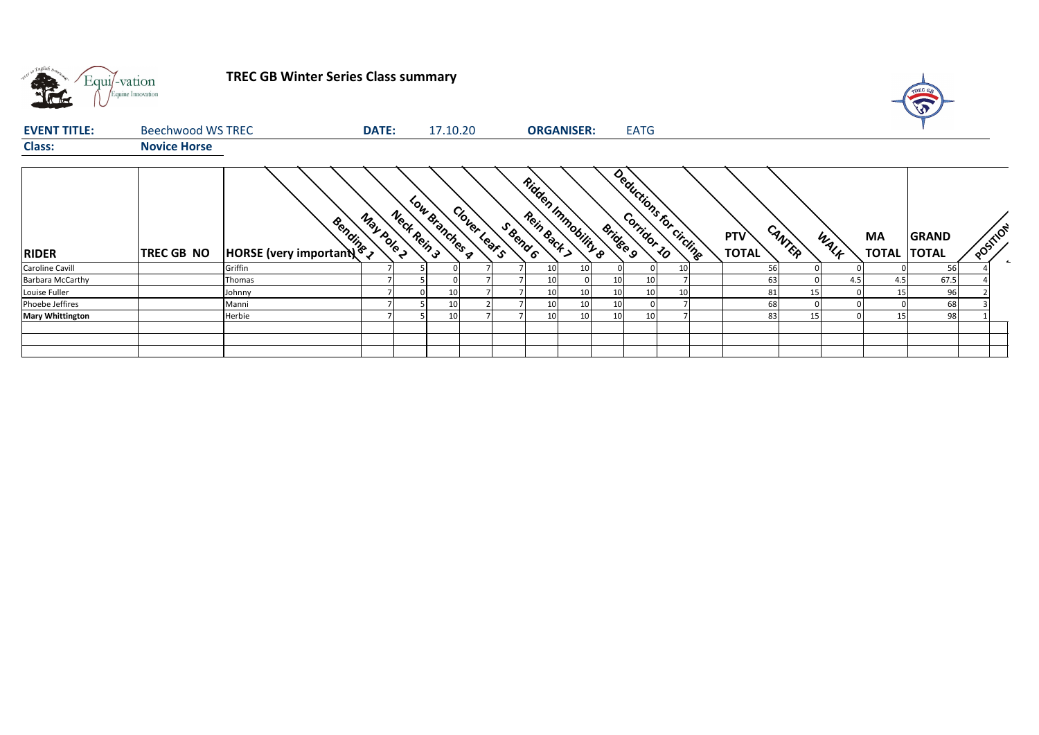**TREC GB Winter Series Class summary**

| **EVENT TITLE:** | Beechwood WS TREC | **DATE:** | 17.10.20 | **ORGANISER:** | EATG |
|---|---|---|---|---|---|
| **Class:** | **Novice Horse** | | | | |

| RIDER | TREC GB NO | HORSE (very important) | Bending 1 | May Pole 2 | Neck Rein 3 | Low Branches 4 | Clover Leaf 5 | S Bend 6 | Rein Back 7 | Ridden Immobility 8 | Bridge 9 | Corridor 10 | Deductions for circling | PTV TOTAL | CANTER | WALK | MA TOTAL | GRAND TOTAL | POSITION |
|---|---|---|---|---|---|---|---|---|---|---|---|---|---|---|---|---|---|---|---|
| Caroline Cavill | | Griffin | 7 | 5 | 0 | 7 | 7 | 10 | 10 | 0 | 0 | 10 | | 56 | 0 | 0 | 0 | 56 | 4 |
| Barbara McCarthy | | Thomas | 7 | 5 | 0 | 7 | 7 | 10 | 0 | 10 | 10 | 7 | | 63 | 0 | 4.5 | 4.5 | 67.5 | 4 |
| Louise Fuller | | Johnny | 7 | 0 | 10 | 7 | 7 | 10 | 10 | 10 | 10 | 10 | | 81 | 15 | 0 | 15 | 96 | 2 |
| Phoebe Jeffires | | Manni | 7 | 5 | 10 | 2 | 7 | 10 | 10 | 10 | 0 | 7 | | 68 | 0 | 0 | 0 | 68 | 3 |
| **Mary Whittington** | | Herbie | 7 | 5 | 10 | 7 | 7 | 10 | 10 | 10 | 10 | 7 | | 83 | 15 | 0 | 15 | 98 | 1 |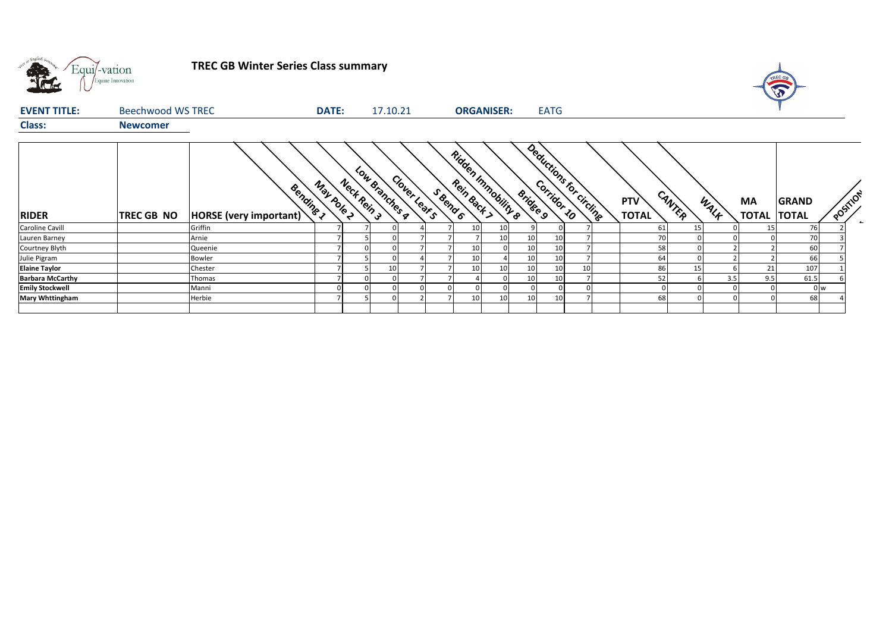# TREC GB Winter Series Class summary

**EVENT TITLE:** Beechwood WS TREC **DATE:** 17.10.21 **ORGANISER:** EATG

**Class:** **Newcomer**

| RIDER | TREC GB NO | HORSE (very important) | Bending 1 | May Pole 2 | Neck Rein 3 | Low Branches 4 | Clover Leaf 5 | S Bend 6 | Rein Back 7 | Ridden Immobility 8 | Bridge 9 | Corridor 10 | Deductions for circling | PTV TOTAL | CANTER | WALK | MA TOTAL | GRAND TOTAL | POSITION |
|---|---|---|---|---|---|---|---|---|---|---|---|---|---|---|---|---|---|---|---|
| Caroline Cavill | | Griffin | 7 | 7 | 0 | 4 | 7 | 10 | 10 | 9 | 0 | 7 | | 61 | 15 | 0 | 15 | 76 | 2 |
| Lauren Barney | | Arnie | 7 | 5 | 0 | 7 | 7 | 7 | 10 | 10 | 10 | 7 | | 70 | 0 | 0 | 0 | 70 | 3 |
| Courtney Blyth | | Queenie | 7 | 0 | 0 | 7 | 7 | 10 | 0 | 10 | 10 | 7 | | 58 | 0 | 2 | 2 | 60 | 7 |
| Julie Pigram | | Bowler | 7 | 5 | 0 | 4 | 7 | 10 | 4 | 10 | 10 | 7 | | 64 | 0 | 2 | 2 | 66 | 5 |
| **Elaine Taylor** | | Chester | 7 | 5 | 10 | 7 | 7 | 10 | 10 | 10 | 10 | 10 | | 86 | 15 | 6 | 21 | 107 | 1 |
| **Barbara McCarthy** | | Thomas | 7 | 0 | 0 | 7 | 7 | 4 | 0 | 10 | 10 | 7 | | 52 | 6 | 3.5 | 9.5 | 61.5 | 6 |
| **Emily Stockwell** | | Manni | 0 | 0 | 0 | 0 | 0 | 0 | 0 | 0 | 0 | 0 | | 0 | 0 | 0 | 0 | 0 | w |
| **Mary Whttingham** | | Herbie | 7 | 5 | 0 | 2 | 7 | 10 | 10 | 10 | 10 | 7 | | 68 | 0 | 0 | 0 | 68 | 4 |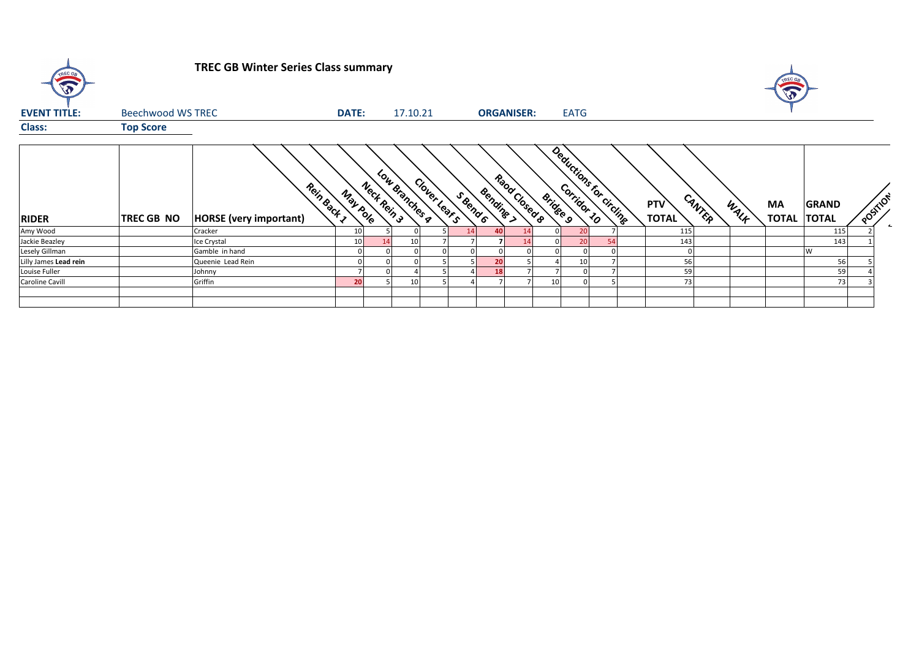# TREC GB Winter Series Class summary

**EVENT TITLE:** Beechwood WS TREC **DATE:** 17.10.21 **ORGANISER:** EATG

**Class:** **Top Score**

| RIDER | TREC GB NO | HORSE (very important) | Rein Back 1 | May Pole | Neck Rein 3 | Low Branches 4 | Clover Leaf 5 | S Bend 6 | Bending 7 | Raod Closed 8 | Bridge 9 | Corridor 10 | Deductions for circling | PTV TOTAL | CANTER | WALK | MA TOTAL | GRAND TOTAL | POSITION |
|---|---|---|---|---|---|---|---|---|---|---|---|---|---|---|---|---|---|---|---|
| Amy Wood | | Cracker | 10 | 5 | 0 | 5 | 14 | 40 | 14 | 0 | 20 | 7 | | 115 | | | | 115 | 2 |
| Jackie Beazley | | Ice Crystal | 10 | 14 | 10 | 7 | 7 | 7 | 14 | 0 | 20 | 54 | | 143 | | | | 143 | 1 |
| Lesely Gillman | | Gamble in hand | 0 | 0 | 0 | 0 | 0 | 0 | 0 | 0 | 0 | 0 | | 0 | | | | W | |
| Lilly James **Lead rein** | | Queenie Lead Rein | 0 | 0 | 0 | 5 | 5 | 20 | 5 | 4 | 10 | 7 | | 56 | | | | 56 | 5 |
| Louise Fuller | | Johnny | 7 | 0 | 4 | 5 | 4 | 18 | 7 | 7 | 0 | 7 | | 59 | | | | 59 | 4 |
| Caroline Cavill | | Griffin | 20 | 5 | 10 | 5 | 4 | 7 | 7 | 10 | 0 | 5 | | 73 | | | | 73 | 3 |
| | | | | | | | | | | | | | | | | | | | |
| | | | | | | | | | | | | | | | | | | | |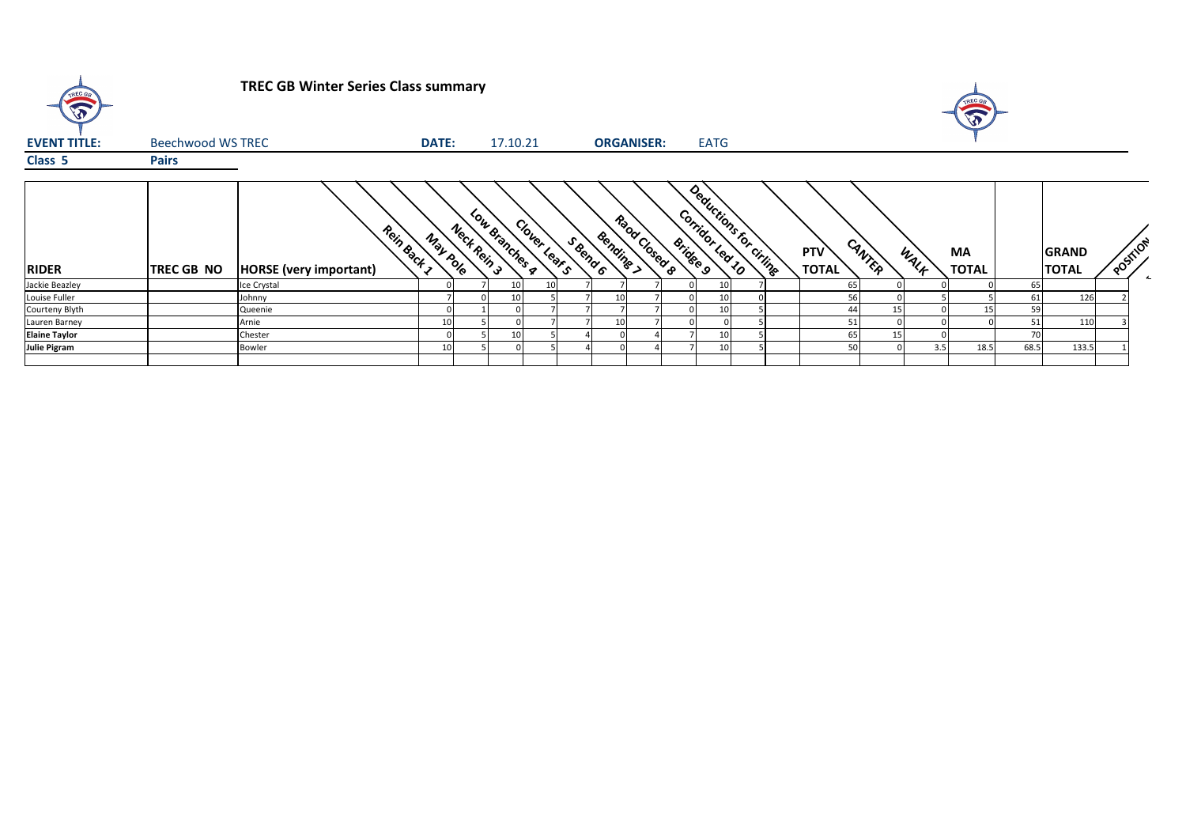# TREC GB Winter Series Class summary

**EVENT TITLE:** Beechwood WS TREC **DATE:** 17.10.21 **ORGANISER:** EATG

**Class 5** **Pairs**

| RIDER | TREC GB NO | HORSE (very important) | Rein Back 1 | May Pole | Neck Rein 3 | Low Branches 4 | Clover Leaf 5 | S Bend 6 | Bending 7 | Raod Closed 8 | Bridge 9 | Corridor Led 10 | Deductions for cirling | PTV TOTAL | CANTER | WALK | MA TOTAL | | GRAND TOTAL | POSITION |
|---|---|---|---|---|---|---|---|---|---|---|---|---|---|---|---|---|---|---|---|---|
| Jackie Beazley | | Ice Crystal | 0 | 7 | 10 | 10 | 7 | 7 | 7 | 0 | 10 | 7 | | 65 | 0 | 0 | 0 | 65 | | |
| Louise Fuller | | Johnny | 7 | 0 | 10 | 5 | 7 | 10 | 7 | 0 | 10 | 0 | | 56 | 0 | 5 | 5 | 61 | 126 | 2 |
| Courteny Blyth | | Queenie | 0 | 1 | 0 | 7 | 7 | 7 | 7 | 0 | 10 | 5 | | 44 | 15 | 0 | 15 | 59 | | |
| Lauren Barney | | Arnie | 10 | 5 | 0 | 7 | 7 | 10 | 7 | 0 | 0 | 5 | | 51 | 0 | 0 | 0 | 51 | 110 | 3 |
| **Elaine Taylor** | | Chester | 0 | 5 | 10 | 5 | 4 | 0 | 4 | 7 | 10 | 5 | | 65 | 15 | 0 | | 70 | | |
| **Julie Pigram** | | Bowler | 10 | 5 | 0 | 5 | 4 | 0 | 4 | 7 | 10 | 5 | | 50 | 0 | 3.5 | 18.5 | 68.5 | 133.5 | 1 |